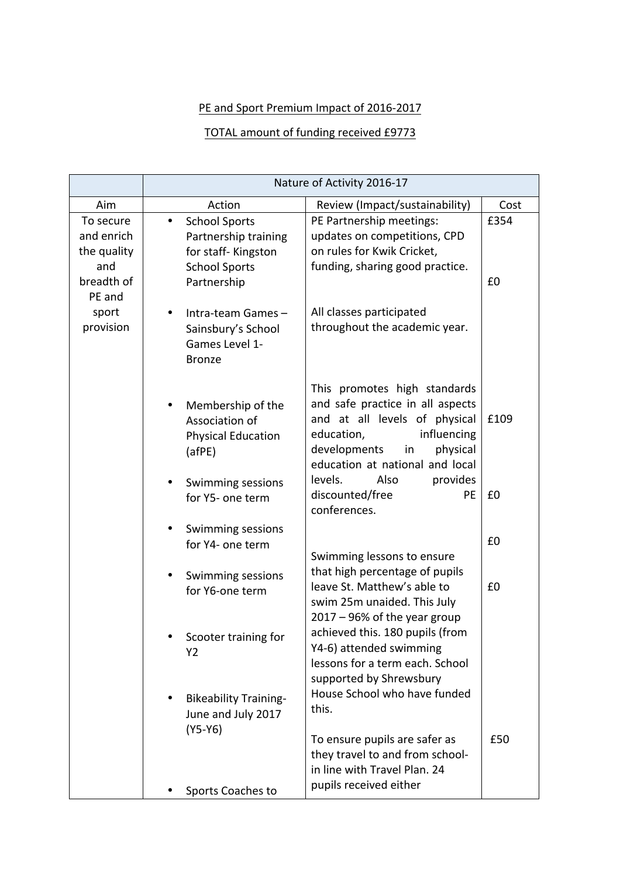PE and Sport Premium Impact of 2016-2017

TOTAL amount of funding received £9773

| | Nature of Activity 2016-17 | | |
|---|---|---|---|
| Aim | Action | Review (Impact/sustainability) | Cost |
| To secure and enrich the quality and breadth of PE and sport provision | • School Sports Partnership training for staff- Kingston School Sports Partnership | PE Partnership meetings: updates on competitions, CPD on rules for Kwik Cricket, funding, sharing good practice. | £354 |
| | • Intra-team Games – Sainsbury's School Games Level 1- Bronze | All classes participated throughout the academic year. | £0 |
| | • Membership of the Association of Physical Education (afPE) | This promotes high standards and safe practice in all aspects and at all levels of physical education, influencing developments in physical education at national and local levels. Also provides discounted/free PE conferences. | £109 |
| | • Swimming sessions for Y5- one term | | £0 |
| | • Swimming sessions for Y4- one term | Swimming lessons to ensure that high percentage of pupils leave St. Matthew's able to swim 25m unaided. This July 2017 – 96% of the year group achieved this. 180 pupils (from Y4-6) attended swimming lessons for a term each. School supported by Shrewsbury House School who have funded this. | £0 |
| | • Swimming sessions for Y6-one term | | £0 |
| | • Scooter training for Y2 | | |
| | • Bikeability Training- June and July 2017 (Y5-Y6) | To ensure pupils are safer as they travel to and from school- in line with Travel Plan. 24 pupils received either | £50 |
| | • Sports Coaches to | | |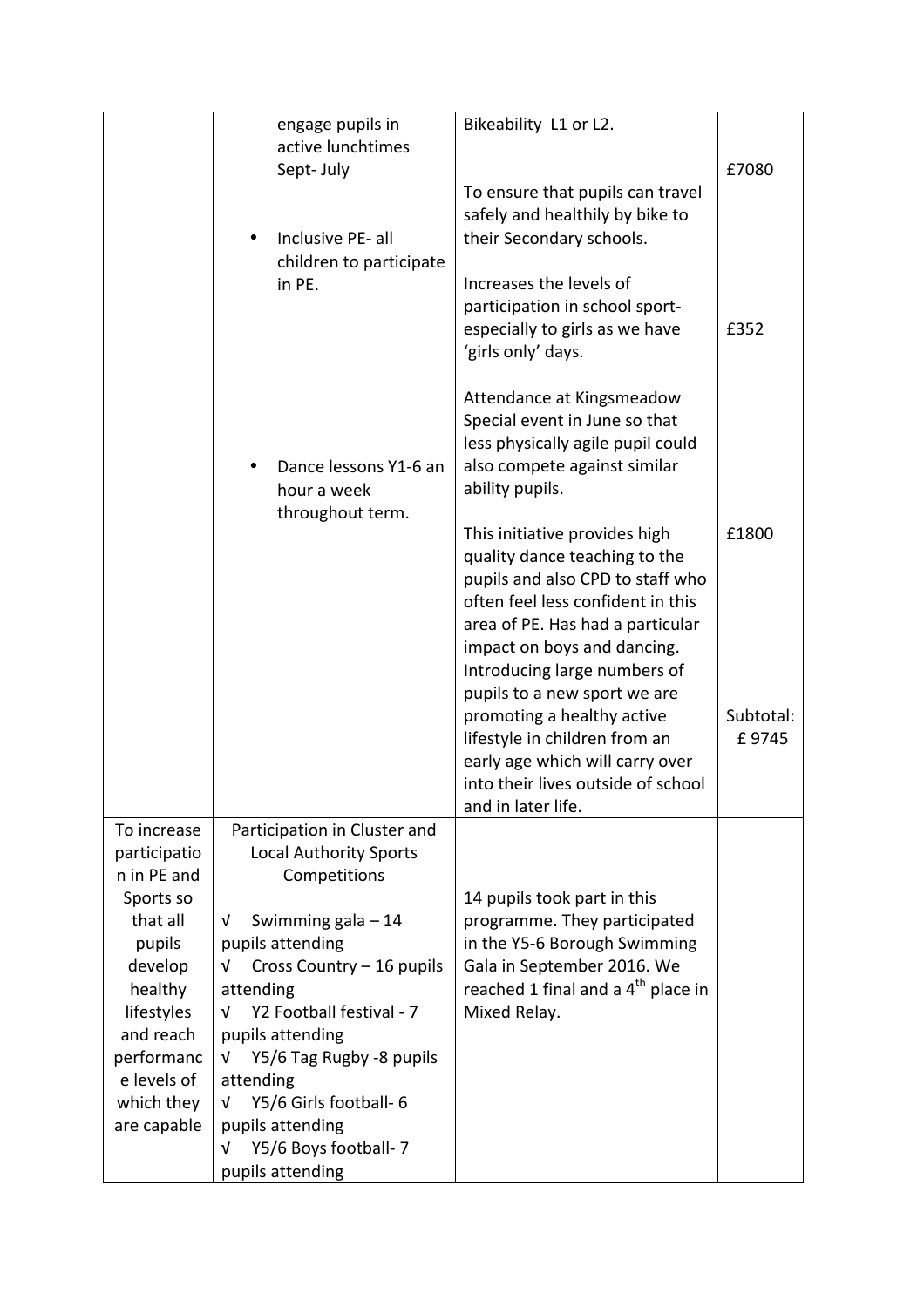| | | | |
|---|---|---|---|
| | engage pupils in active lunchtimes Sept- July<br><br>• Inclusive PE- all children to participate in PE.<br><br>• Dance lessons Y1-6 an hour a week throughout term. | Bikeability L1 or L2.<br><br>To ensure that pupils can travel safely and healthily by bike to their Secondary schools.<br><br>Increases the levels of participation in school sport- especially to girls as we have 'girls only' days.<br><br>Attendance at Kingsmeadow Special event in June so that less physically agile pupil could also compete against similar ability pupils.<br><br>This initiative provides high quality dance teaching to the pupils and also CPD to staff who often feel less confident in this area of PE. Has had a particular impact on boys and dancing. Introducing large numbers of pupils to a new sport we are promoting a healthy active lifestyle in children from an early age which will carry over into their lives outside of school and in later life. | £7080<br><br>£352<br><br>£1800<br><br>Subtotal: £ 9745 |
| To increase participation in PE and Sports so that all pupils develop healthy lifestyles and reach performance levels of which they are capable | Participation in Cluster and Local Authority Sports Competitions<br><br>√ Swimming gala – 14 pupils attending<br>√ Cross Country – 16 pupils attending<br>√ Y2 Football festival - 7 pupils attending<br>√ Y5/6 Tag Rugby -8 pupils attending<br>√ Y5/6 Girls football- 6 pupils attending<br>√ Y5/6 Boys football- 7 pupils attending | 14 pupils took part in this programme. They participated in the Y5-6 Borough Swimming Gala in September 2016. We reached 1 final and a 4th place in Mixed Relay. | |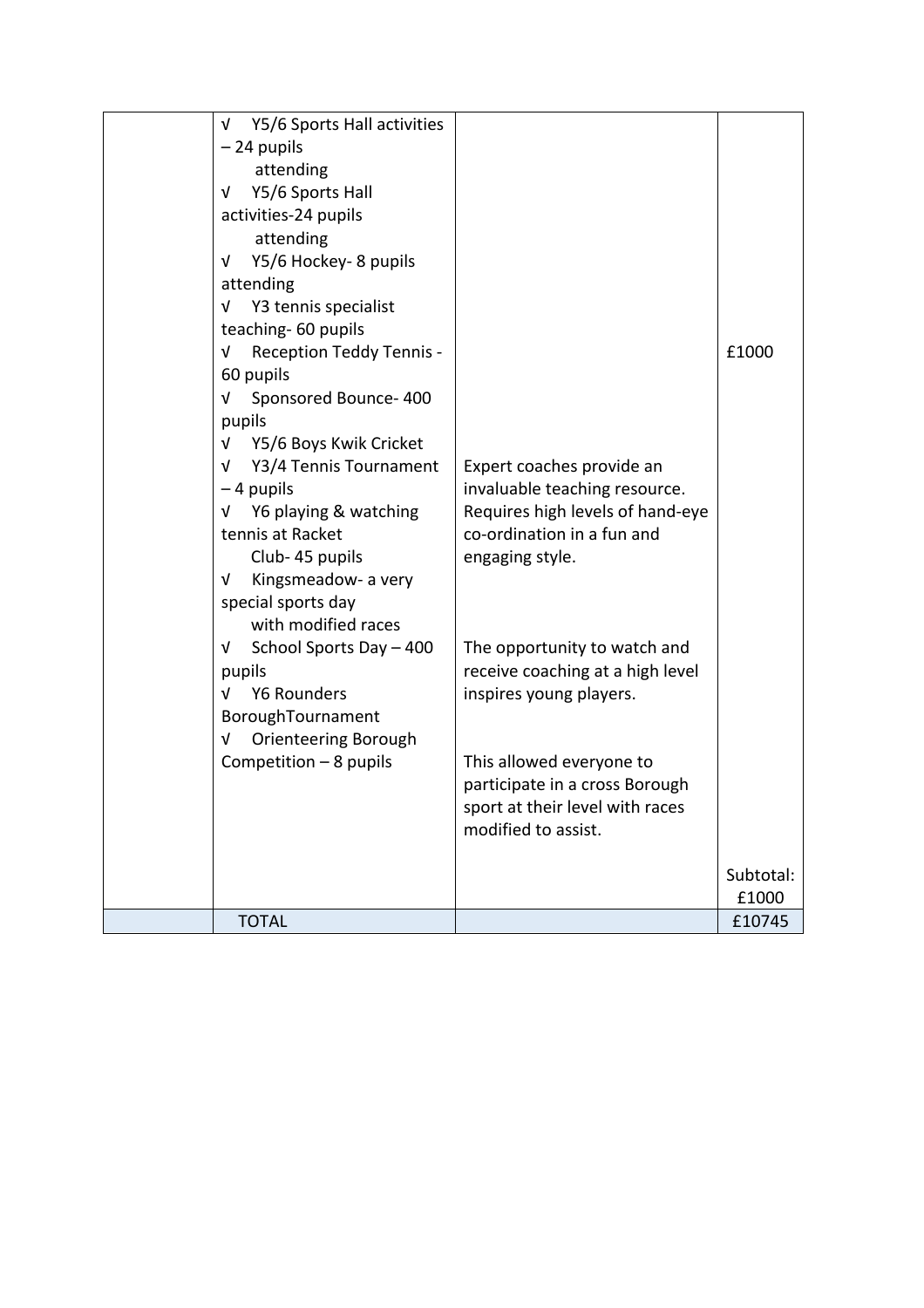| | | | |
|---|---|---|---|
| | √ Y5/6 Sports Hall activities – 24 pupils attending<br>√ Y5/6 Sports Hall activities-24 pupils attending<br>√ Y5/6 Hockey- 8 pupils attending<br>√ Y3 tennis specialist teaching- 60 pupils<br>√ Reception Teddy Tennis - 60 pupils<br>√ Sponsored Bounce- 400 pupils<br>√ Y5/6 Boys Kwik Cricket<br>√ Y3/4 Tennis Tournament – 4 pupils<br>√ Y6 playing & watching tennis at Racket Club- 45 pupils<br>√ Kingsmeadow- a very special sports day with modified races<br>√ School Sports Day – 400 pupils<br>√ Y6 Rounders BoroughTournament<br>√ Orienteering Borough Competition – 8 pupils | Expert coaches provide an invaluable teaching resource. Requires high levels of hand-eye co-ordination in a fun and engaging style.<br><br>The opportunity to watch and receive coaching at a high level inspires young players.<br><br>This allowed everyone to participate in a cross Borough sport at their level with races modified to assist. | £1000<br><br>Subtotal: £1000 |
| | TOTAL | | £10745 |